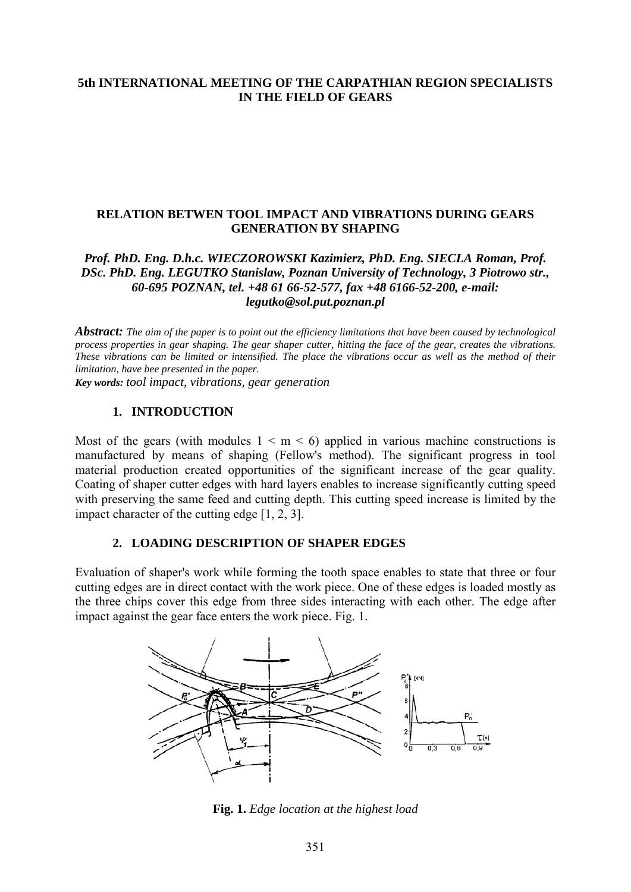**5th INTERNATIONAL MEETING OF THE CARPATHIAN REGION SPECIALISTS IN THE FIELD OF GEARS**

# RELATION BETWEN TOOL IMPACT AND VIBRATIONS DURING GEARS GENERATION BY SHAPING

***Prof. PhD. Eng. D.h.c. WIECZOROWSKI Kazimierz, PhD. Eng. SIECLA Roman, Prof. DSc. PhD. Eng. LEGUTKO Stanislaw, Poznan University of Technology, 3 Piotrowo str., 60-695 POZNAN, tel. +48 61 66-52-577, fax +48 6166-52-200, e-mail: legutko@sol.put.poznan.pl***

***Abstract:*** *The aim of the paper is to point out the efficiency limitations that have been caused by technological process properties in gear shaping. The gear shaper cutter, hitting the face of the gear, creates the vibrations. These vibrations can be limited or intensified. The place the vibrations occur as well as the method of their limitation, have bee presented in the paper.*

***Key words:*** *tool impact, vibrations, gear generation*

## 1. INTRODUCTION

Most of the gears (with modules $1 < m < 6$) applied in various machine constructions is manufactured by means of shaping (Fellow's method). The significant progress in tool material production created opportunities of the significant increase of the gear quality. Coating of shaper cutter edges with hard layers enables to increase significantly cutting speed with preserving the same feed and cutting depth. This cutting speed increase is limited by the impact character of the cutting edge [1, 2, 3].

## 2. LOADING DESCRIPTION OF SHAPER EDGES

Evaluation of shaper's work while forming the tooth space enables to state that three or four cutting edges are in direct contact with the work piece. One of these edges is loaded mostly as the three chips cover this edge from three sides interacting with each other. The edge after impact against the gear face enters the work piece. Fig. 1.

**Fig. 1.** *Edge location at the highest load*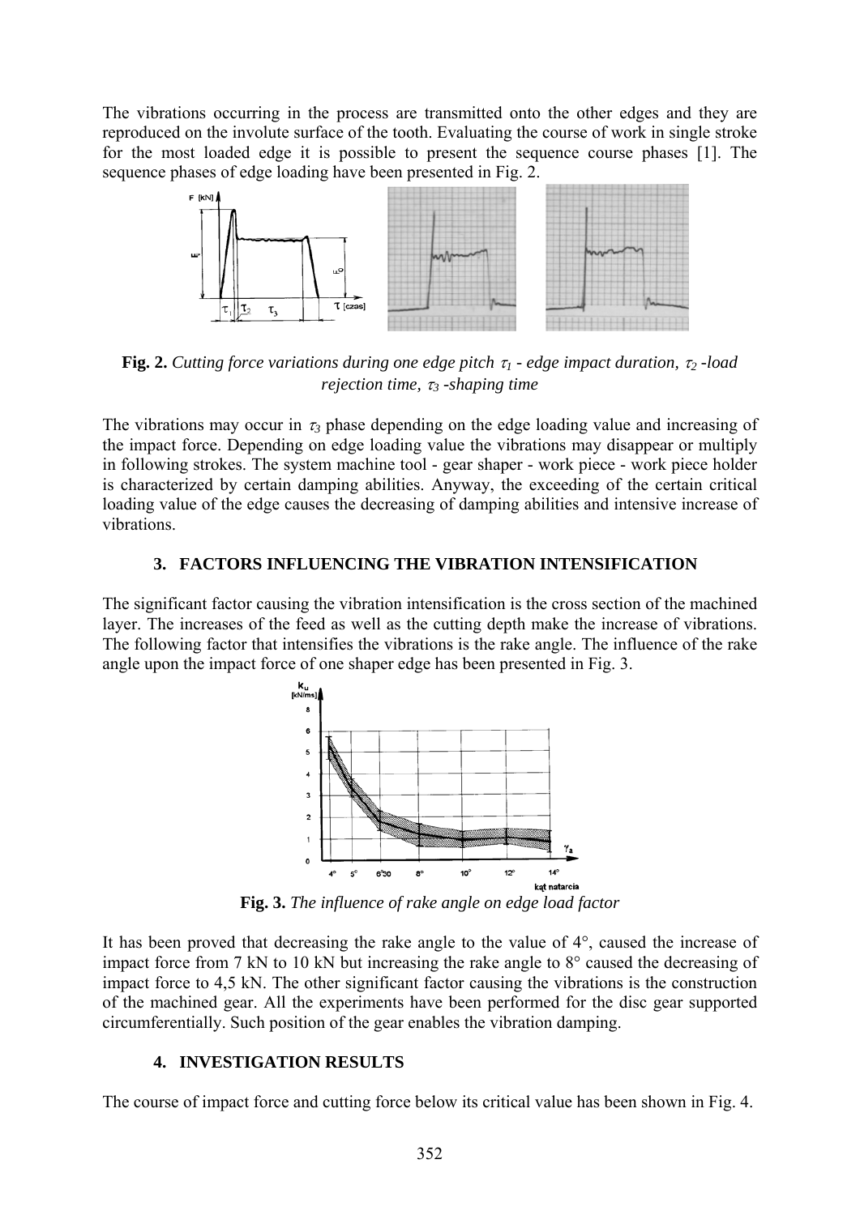The vibrations occurring in the process are transmitted onto the other edges and they are reproduced on the involute surface of the tooth. Evaluating the course of work in single stroke for the most loaded edge it is possible to present the sequence course phases [1]. The sequence phases of edge loading have been presented in Fig. 2.

**Fig. 2.** *Cutting force variations during one edge pitch $\tau_1$ - edge impact duration, $\tau_2$ -load rejection time, $\tau_3$ -shaping time*

The vibrations may occur in $\tau_3$ phase depending on the edge loading value and increasing of the impact force. Depending on edge loading value the vibrations may disappear or multiply in following strokes. The system machine tool - gear shaper - work piece - work piece holder is characterized by certain damping abilities. Anyway, the exceeding of the certain critical loading value of the edge causes the decreasing of damping abilities and intensive increase of vibrations.

### 3. FACTORS INFLUENCING THE VIBRATION INTENSIFICATION

The significant factor causing the vibration intensification is the cross section of the machined layer. The increases of the feed as well as the cutting depth make the increase of vibrations. The following factor that intensifies the vibrations is the rake angle. The influence of the rake angle upon the impact force of one shaper edge has been presented in Fig. 3.

**Fig. 3.** *The influence of rake angle on edge load factor*

It has been proved that decreasing the rake angle to the value of 4°, caused the increase of impact force from 7 kN to 10 kN but increasing the rake angle to 8° caused the decreasing of impact force to 4,5 kN. The other significant factor causing the vibrations is the construction of the machined gear. All the experiments have been performed for the disc gear supported circumferentially. Such position of the gear enables the vibration damping.

### 4. INVESTIGATION RESULTS

The course of impact force and cutting force below its critical value has been shown in Fig. 4.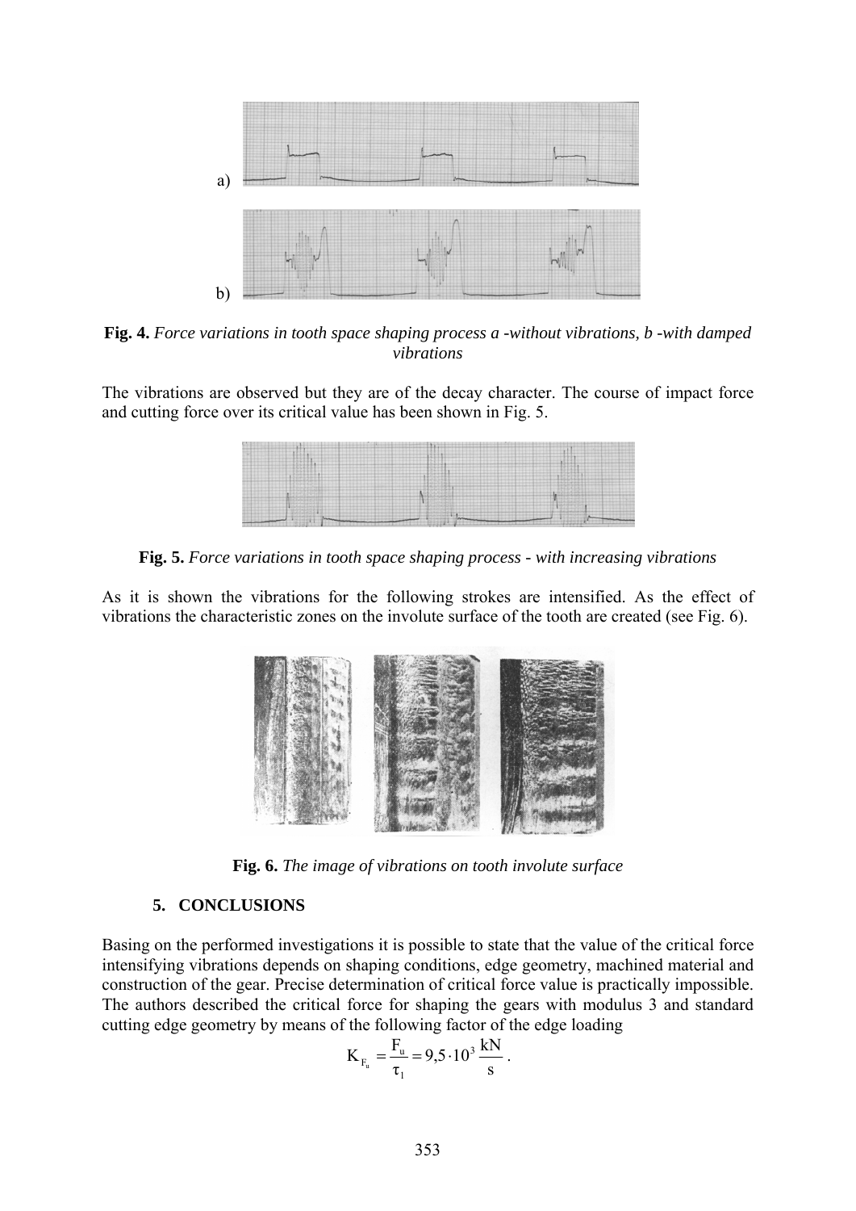a)

b)

**Fig. 4.** *Force variations in tooth space shaping process a -without vibrations, b -with damped vibrations*

The vibrations are observed but they are of the decay character. The course of impact force and cutting force over its critical value has been shown in Fig. 5.

**Fig. 5.** *Force variations in tooth space shaping process - with increasing vibrations*

As it is shown the vibrations for the following strokes are intensified. As the effect of vibrations the characteristic zones on the involute surface of the tooth are created (see Fig. 6).

**Fig. 6.** *The image of vibrations on tooth involute surface*

## 5. CONCLUSIONS

Basing on the performed investigations it is possible to state that the value of the critical force intensifying vibrations depends on shaping conditions, edge geometry, machined material and construction of the gear. Precise determination of critical force value is practically impossible. The authors described the critical force for shaping the gears with modulus 3 and standard cutting edge geometry by means of the following factor of the edge loading

$$K_{F_u} = \frac{F_u}{\tau_1} = 9{,}5 \cdot 10^3 \, \frac{\text{kN}}{\text{s}} \, .$$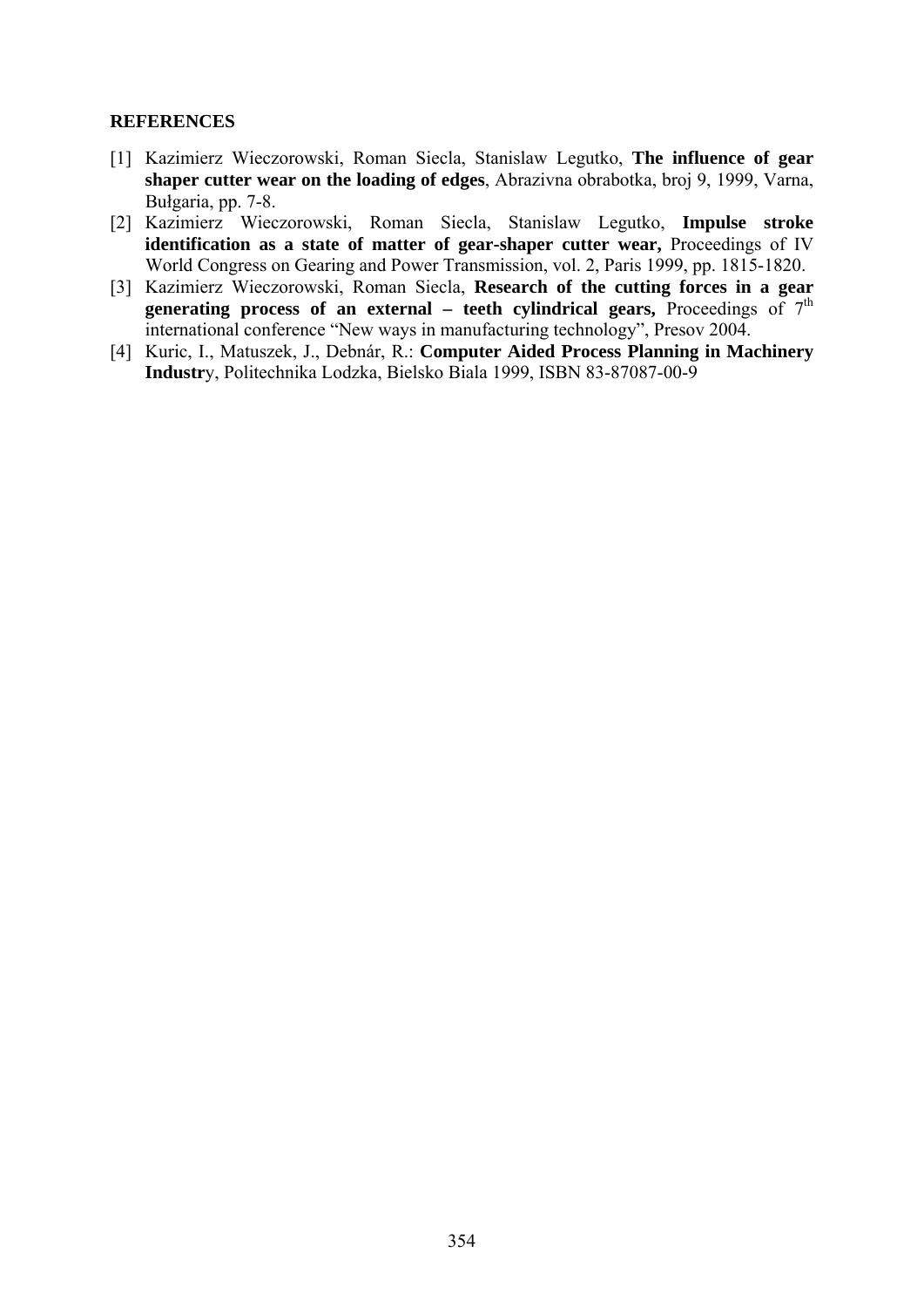**REFERENCES**

[1] Kazimierz Wieczorowski, Roman Siecla, Stanislaw Legutko, **The influence of gear shaper cutter wear on the loading of edges**, Abrazivna obrabotka, broj 9, 1999, Varna, Bułgaria, pp. 7-8.

[2] Kazimierz Wieczorowski, Roman Siecla, Stanislaw Legutko, **Impulse stroke identification as a state of matter of gear-shaper cutter wear,** Proceedings of IV World Congress on Gearing and Power Transmission, vol. 2, Paris 1999, pp. 1815-1820.

[3] Kazimierz Wieczorowski, Roman Siecla, **Research of the cutting forces in a gear generating process of an external – teeth cylindrical gears,** Proceedings of 7th international conference "New ways in manufacturing technology", Presov 2004.

[4] Kuric, I., Matuszek, J., Debnár, R.: **Computer Aided Process Planning in Machinery Industr**y, Politechnika Lodzka, Bielsko Biala 1999, ISBN 83-87087-00-9